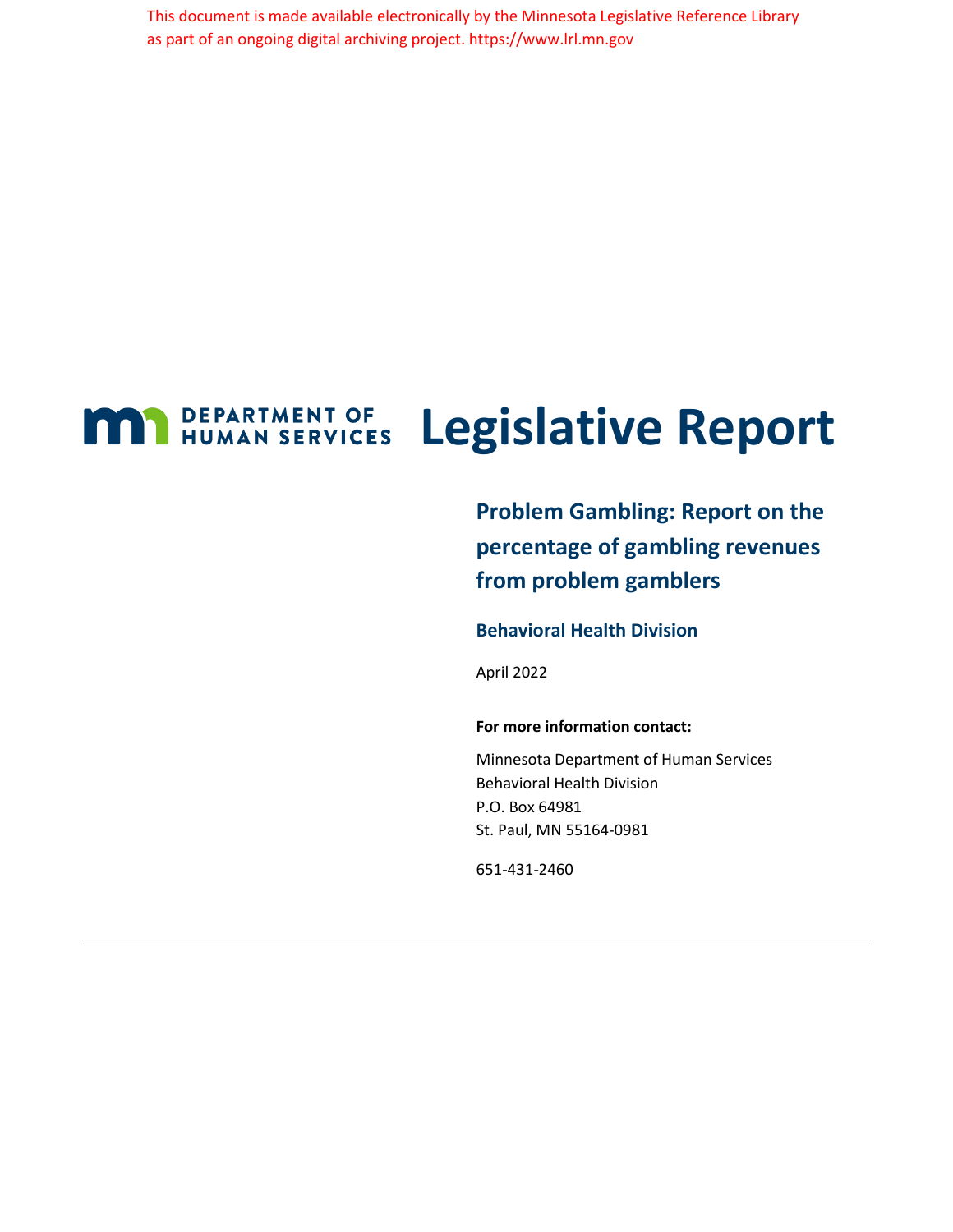This document is made available electronically by the Minnesota Legislative Reference Library as part of an ongoing digital archiving project. https://www.lrl.mn.gov

DEPARTMENT OF HUMAN SERVICES

# Legislative Report

## Problem Gambling: Report on the percentage of gambling revenues from problem gamblers

### Behavioral Health Division

April 2022

**For more information contact:**

Minnesota Department of Human Services
Behavioral Health Division
P.O. Box 64981
St. Paul, MN 55164-0981

651-431-2460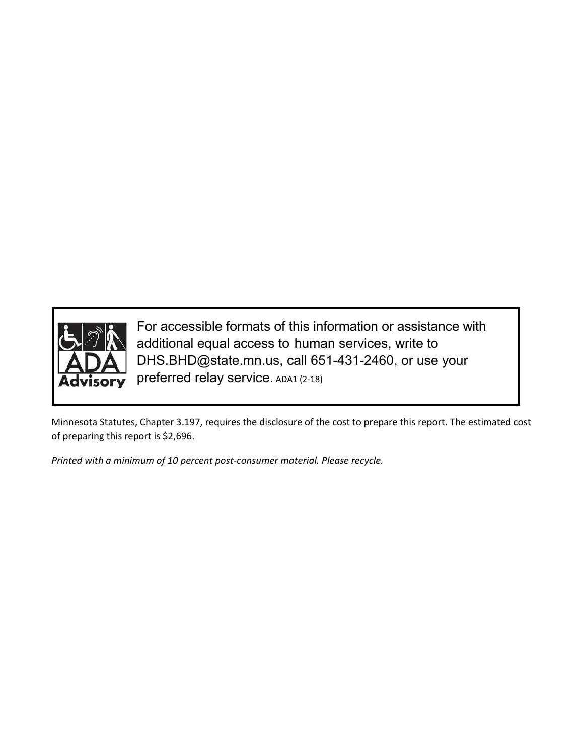For accessible formats of this information or assistance with additional equal access to human services, write to DHS.BHD@state.mn.us, call 651-431-2460, or use your preferred relay service. ADA1 (2-18)

Minnesota Statutes, Chapter 3.197, requires the disclosure of the cost to prepare this report. The estimated cost of preparing this report is $2,696.

*Printed with a minimum of 10 percent post-consumer material. Please recycle.*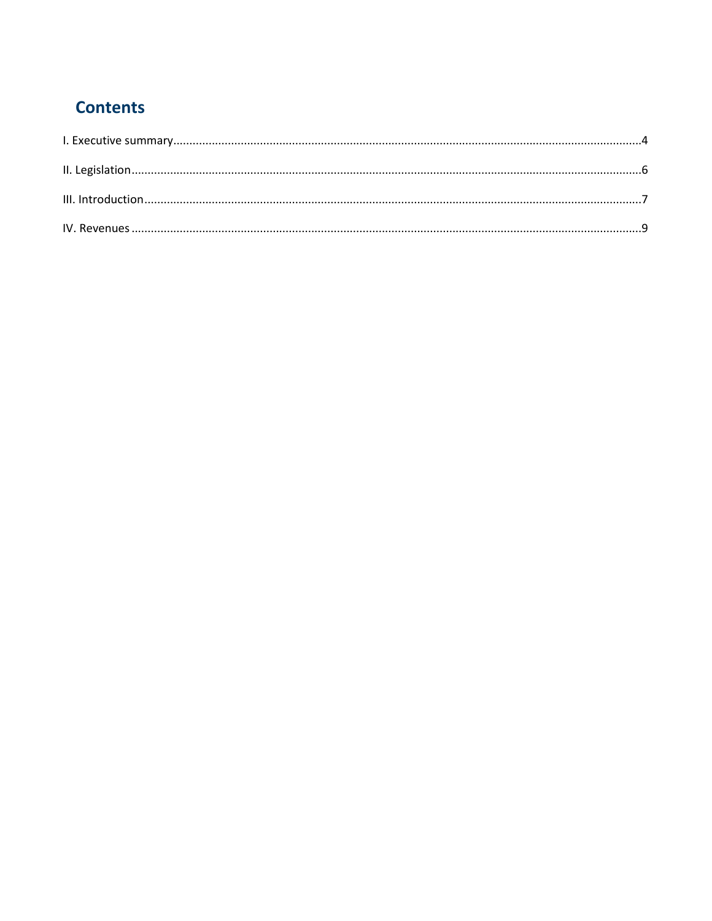# Contents

I. Executive summary....................................................................................................4

II. Legislation.................................................................................................................6

III. Introduction..............................................................................................................7

IV. Revenues..................................................................................................................9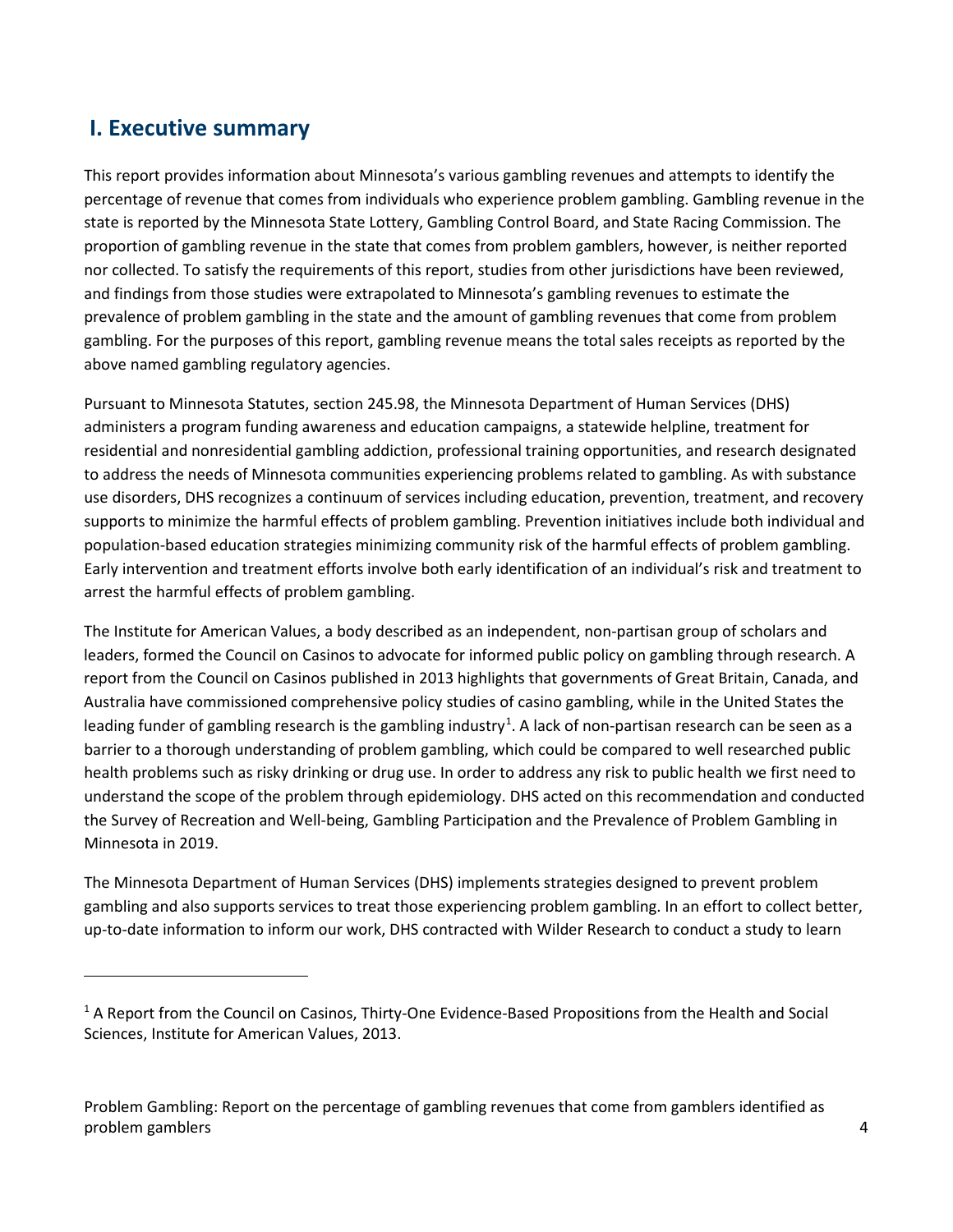## I. Executive summary

This report provides information about Minnesota's various gambling revenues and attempts to identify the percentage of revenue that comes from individuals who experience problem gambling. Gambling revenue in the state is reported by the Minnesota State Lottery, Gambling Control Board, and State Racing Commission. The proportion of gambling revenue in the state that comes from problem gamblers, however, is neither reported nor collected. To satisfy the requirements of this report, studies from other jurisdictions have been reviewed, and findings from those studies were extrapolated to Minnesota's gambling revenues to estimate the prevalence of problem gambling in the state and the amount of gambling revenues that come from problem gambling. For the purposes of this report, gambling revenue means the total sales receipts as reported by the above named gambling regulatory agencies.

Pursuant to Minnesota Statutes, section 245.98, the Minnesota Department of Human Services (DHS) administers a program funding awareness and education campaigns, a statewide helpline, treatment for residential and nonresidential gambling addiction, professional training opportunities, and research designated to address the needs of Minnesota communities experiencing problems related to gambling. As with substance use disorders, DHS recognizes a continuum of services including education, prevention, treatment, and recovery supports to minimize the harmful effects of problem gambling. Prevention initiatives include both individual and population-based education strategies minimizing community risk of the harmful effects of problem gambling. Early intervention and treatment efforts involve both early identification of an individual's risk and treatment to arrest the harmful effects of problem gambling.

The Institute for American Values, a body described as an independent, non-partisan group of scholars and leaders, formed the Council on Casinos to advocate for informed public policy on gambling through research. A report from the Council on Casinos published in 2013 highlights that governments of Great Britain, Canada, and Australia have commissioned comprehensive policy studies of casino gambling, while in the United States the leading funder of gambling research is the gambling industry[1]. A lack of non-partisan research can be seen as a barrier to a thorough understanding of problem gambling, which could be compared to well researched public health problems such as risky drinking or drug use. In order to address any risk to public health we first need to understand the scope of the problem through epidemiology. DHS acted on this recommendation and conducted the Survey of Recreation and Well-being, Gambling Participation and the Prevalence of Problem Gambling in Minnesota in 2019.

The Minnesota Department of Human Services (DHS) implements strategies designed to prevent problem gambling and also supports services to treat those experiencing problem gambling. In an effort to collect better, up-to-date information to inform our work, DHS contracted with Wilder Research to conduct a study to learn

[1] A Report from the Council on Casinos, Thirty-One Evidence-Based Propositions from the Health and Social Sciences, Institute for American Values, 2013.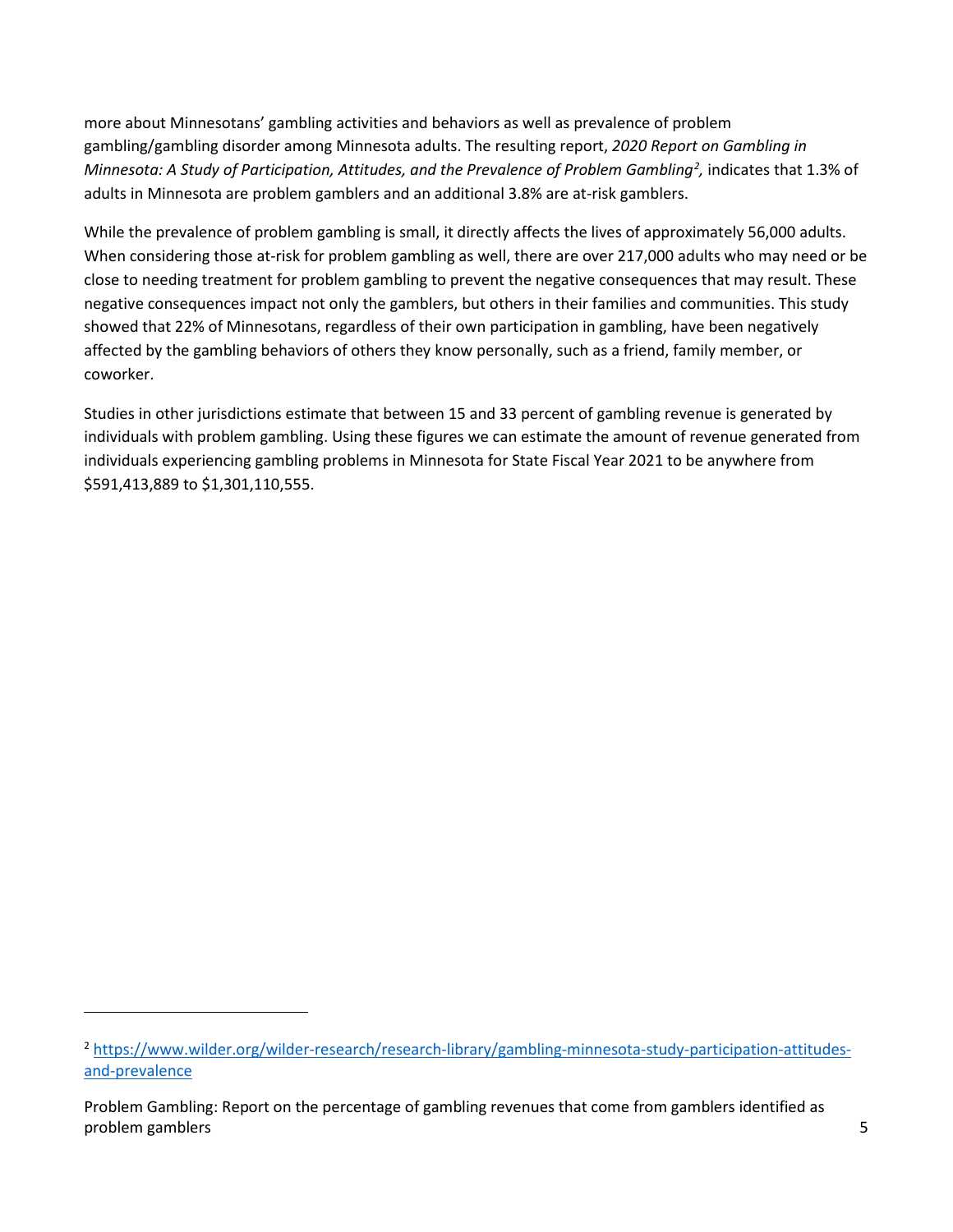more about Minnesotans' gambling activities and behaviors as well as prevalence of problem gambling/gambling disorder among Minnesota adults. The resulting report, *2020 Report on Gambling in Minnesota: A Study of Participation, Attitudes, and the Prevalence of Problem Gambling*[2], indicates that 1.3% of adults in Minnesota are problem gamblers and an additional 3.8% are at-risk gamblers.

While the prevalence of problem gambling is small, it directly affects the lives of approximately 56,000 adults. When considering those at-risk for problem gambling as well, there are over 217,000 adults who may need or be close to needing treatment for problem gambling to prevent the negative consequences that may result. These negative consequences impact not only the gamblers, but others in their families and communities. This study showed that 22% of Minnesotans, regardless of their own participation in gambling, have been negatively affected by the gambling behaviors of others they know personally, such as a friend, family member, or coworker.

Studies in other jurisdictions estimate that between 15 and 33 percent of gambling revenue is generated by individuals with problem gambling. Using these figures we can estimate the amount of revenue generated from individuals experiencing gambling problems in Minnesota for State Fiscal Year 2021 to be anywhere from $591,413,889 to $1,301,110,555.

---

[2] https://www.wilder.org/wilder-research/research-library/gambling-minnesota-study-participation-attitudes-and-prevalence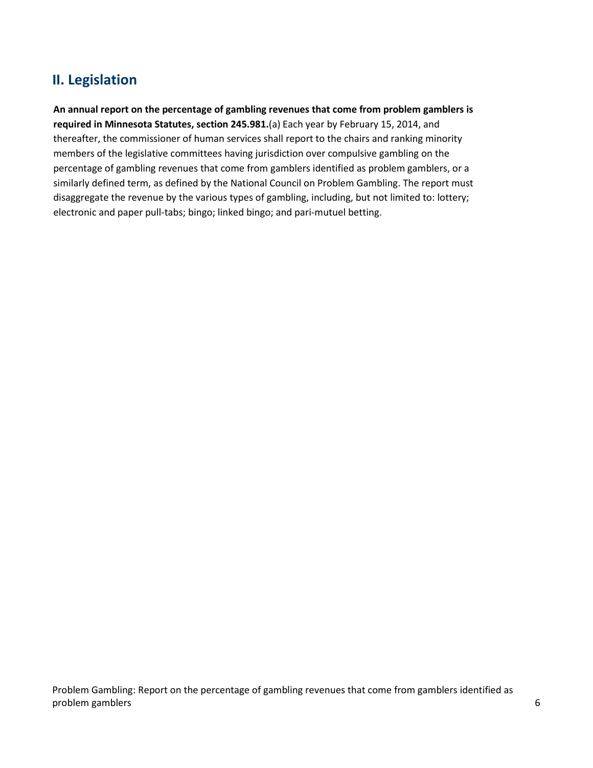## II. Legislation

**An annual report on the percentage of gambling revenues that come from problem gamblers is required in Minnesota Statutes, section 245.981.**(a) Each year by February 15, 2014, and thereafter, the commissioner of human services shall report to the chairs and ranking minority members of the legislative committees having jurisdiction over compulsive gambling on the percentage of gambling revenues that come from gamblers identified as problem gamblers, or a similarly defined term, as defined by the National Council on Problem Gambling. The report must disaggregate the revenue by the various types of gambling, including, but not limited to: lottery; electronic and paper pull-tabs; bingo; linked bingo; and pari-mutuel betting.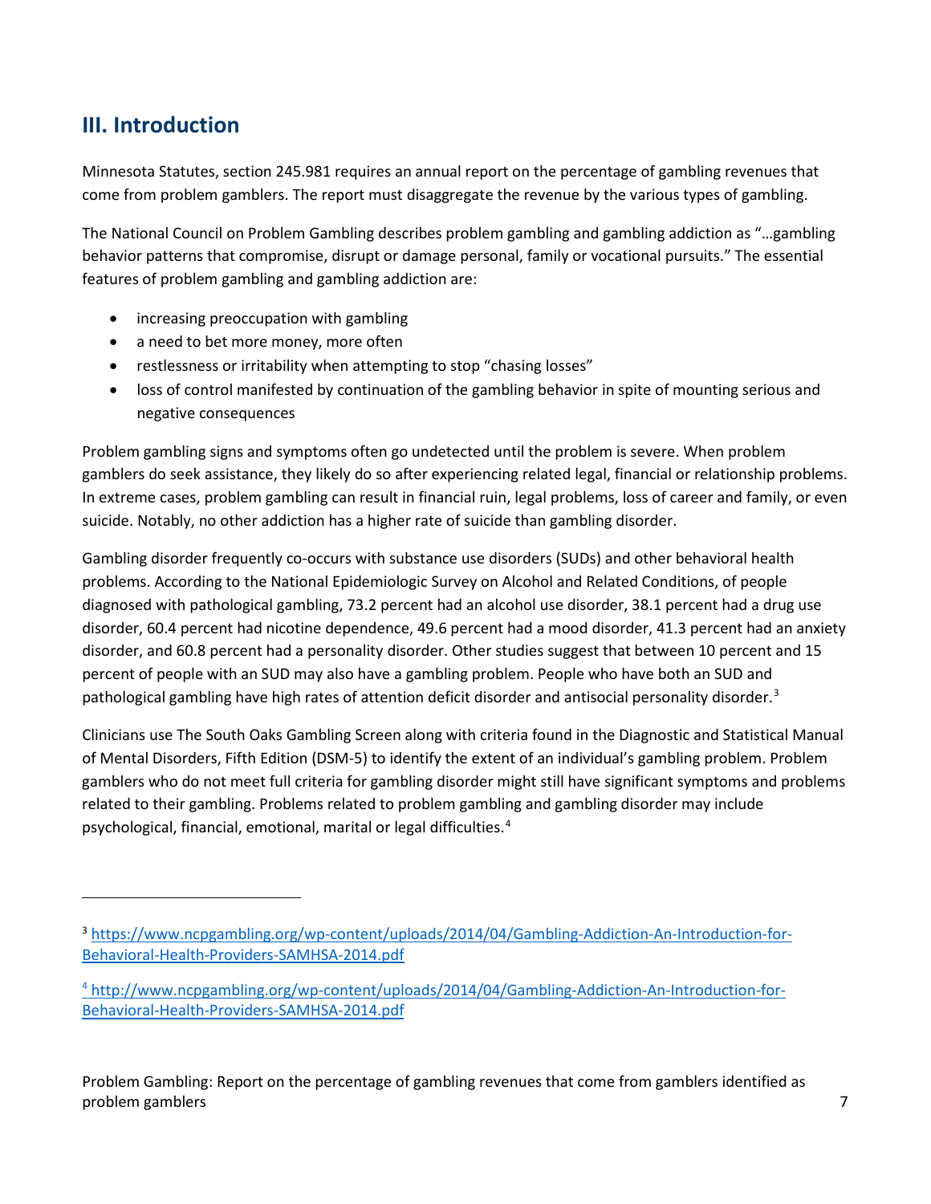## III. Introduction

Minnesota Statutes, section 245.981 requires an annual report on the percentage of gambling revenues that come from problem gamblers. The report must disaggregate the revenue by the various types of gambling.

The National Council on Problem Gambling describes problem gambling and gambling addiction as "…gambling behavior patterns that compromise, disrupt or damage personal, family or vocational pursuits." The essential features of problem gambling and gambling addiction are:

- increasing preoccupation with gambling
- a need to bet more money, more often
- restlessness or irritability when attempting to stop "chasing losses"
- loss of control manifested by continuation of the gambling behavior in spite of mounting serious and negative consequences

Problem gambling signs and symptoms often go undetected until the problem is severe. When problem gamblers do seek assistance, they likely do so after experiencing related legal, financial or relationship problems. In extreme cases, problem gambling can result in financial ruin, legal problems, loss of career and family, or even suicide. Notably, no other addiction has a higher rate of suicide than gambling disorder.

Gambling disorder frequently co-occurs with substance use disorders (SUDs) and other behavioral health problems. According to the National Epidemiologic Survey on Alcohol and Related Conditions, of people diagnosed with pathological gambling, 73.2 percent had an alcohol use disorder, 38.1 percent had a drug use disorder, 60.4 percent had nicotine dependence, 49.6 percent had a mood disorder, 41.3 percent had an anxiety disorder, and 60.8 percent had a personality disorder. Other studies suggest that between 10 percent and 15 percent of people with an SUD may also have a gambling problem. People who have both an SUD and pathological gambling have high rates of attention deficit disorder and antisocial personality disorder.[3]

Clinicians use The South Oaks Gambling Screen along with criteria found in the Diagnostic and Statistical Manual of Mental Disorders, Fifth Edition (DSM-5) to identify the extent of an individual's gambling problem. Problem gamblers who do not meet full criteria for gambling disorder might still have significant symptoms and problems related to their gambling. Problems related to problem gambling and gambling disorder may include psychological, financial, emotional, marital or legal difficulties.[4]

---

[3] https://www.ncpgambling.org/wp-content/uploads/2014/04/Gambling-Addiction-An-Introduction-for-Behavioral-Health-Providers-SAMHSA-2014.pdf

[4] http://www.ncpgambling.org/wp-content/uploads/2014/04/Gambling-Addiction-An-Introduction-for-Behavioral-Health-Providers-SAMHSA-2014.pdf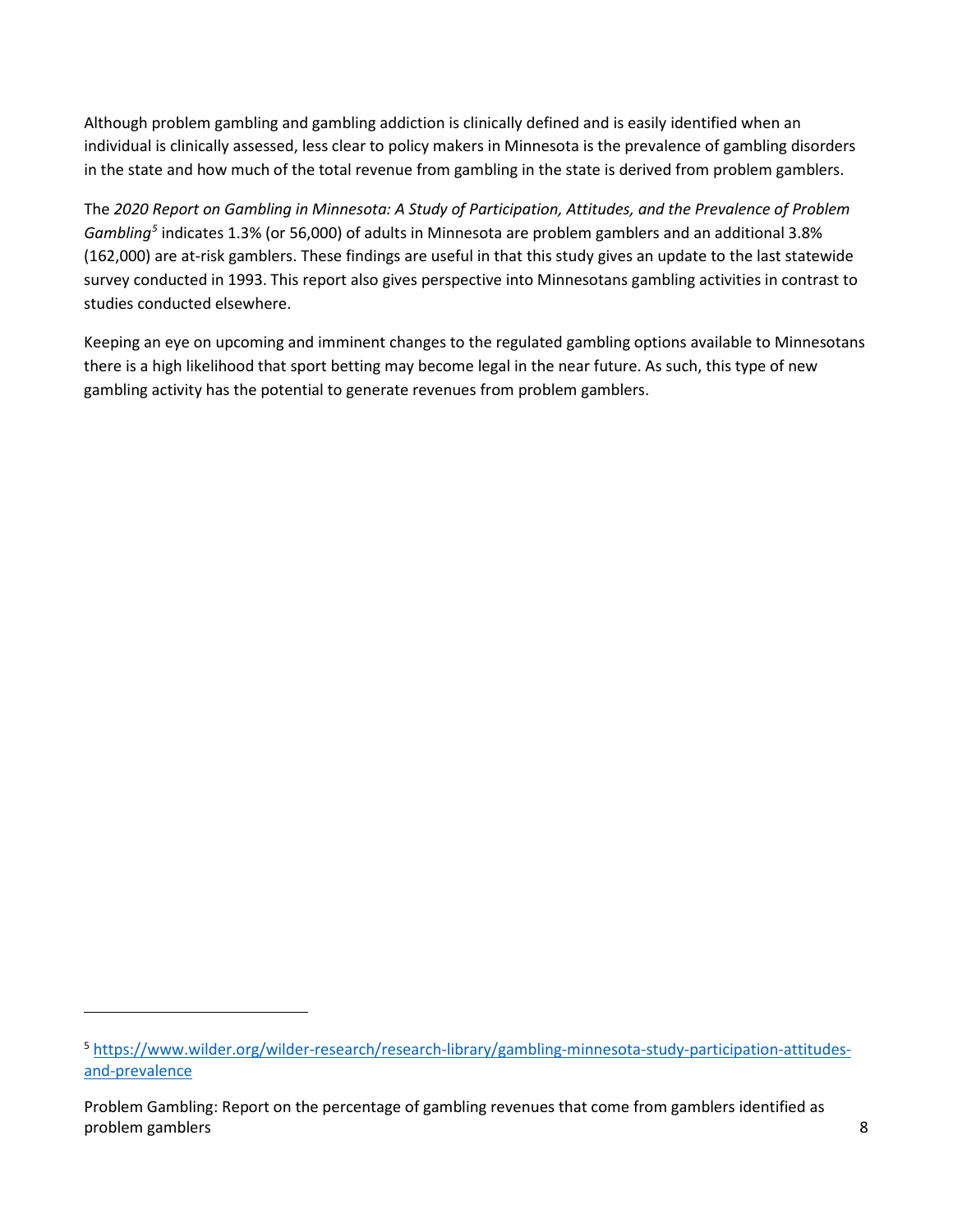Although problem gambling and gambling addiction is clinically defined and is easily identified when an individual is clinically assessed, less clear to policy makers in Minnesota is the prevalence of gambling disorders in the state and how much of the total revenue from gambling in the state is derived from problem gamblers.

The *2020 Report on Gambling in Minnesota: A Study of Participation, Attitudes, and the Prevalence of Problem Gambling*[5] indicates 1.3% (or 56,000) of adults in Minnesota are problem gamblers and an additional 3.8% (162,000) are at-risk gamblers. These findings are useful in that this study gives an update to the last statewide survey conducted in 1993. This report also gives perspective into Minnesotans gambling activities in contrast to studies conducted elsewhere.

Keeping an eye on upcoming and imminent changes to the regulated gambling options available to Minnesotans there is a high likelihood that sport betting may become legal in the near future. As such, this type of new gambling activity has the potential to generate revenues from problem gamblers.

---

[5] https://www.wilder.org/wilder-research/research-library/gambling-minnesota-study-participation-attitudes-and-prevalence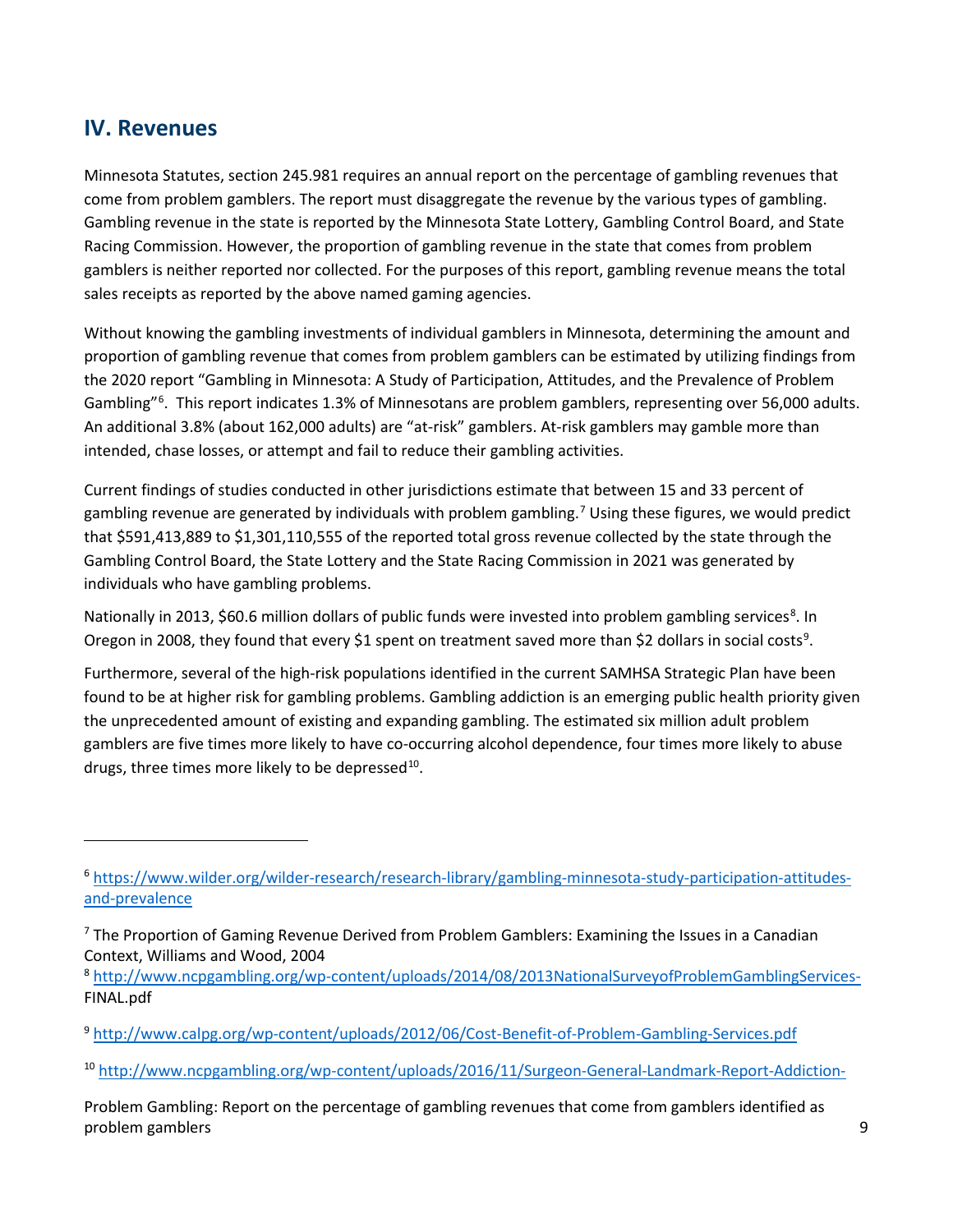## IV. Revenues

Minnesota Statutes, section 245.981 requires an annual report on the percentage of gambling revenues that come from problem gamblers. The report must disaggregate the revenue by the various types of gambling. Gambling revenue in the state is reported by the Minnesota State Lottery, Gambling Control Board, and State Racing Commission. However, the proportion of gambling revenue in the state that comes from problem gamblers is neither reported nor collected. For the purposes of this report, gambling revenue means the total sales receipts as reported by the above named gaming agencies.

Without knowing the gambling investments of individual gamblers in Minnesota, determining the amount and proportion of gambling revenue that comes from problem gamblers can be estimated by utilizing findings from the 2020 report "Gambling in Minnesota: A Study of Participation, Attitudes, and the Prevalence of Problem Gambling"[6]. This report indicates 1.3% of Minnesotans are problem gamblers, representing over 56,000 adults. An additional 3.8% (about 162,000 adults) are "at-risk" gamblers. At-risk gamblers may gamble more than intended, chase losses, or attempt and fail to reduce their gambling activities.

Current findings of studies conducted in other jurisdictions estimate that between 15 and 33 percent of gambling revenue are generated by individuals with problem gambling.[7] Using these figures, we would predict that $591,413,889 to $1,301,110,555 of the reported total gross revenue collected by the state through the Gambling Control Board, the State Lottery and the State Racing Commission in 2021 was generated by individuals who have gambling problems.

Nationally in 2013, $60.6 million dollars of public funds were invested into problem gambling services[8]. In Oregon in 2008, they found that every $1 spent on treatment saved more than $2 dollars in social costs[9].

Furthermore, several of the high-risk populations identified in the current SAMHSA Strategic Plan have been found to be at higher risk for gambling problems. Gambling addiction is an emerging public health priority given the unprecedented amount of existing and expanding gambling. The estimated six million adult problem gamblers are five times more likely to have co-occurring alcohol dependence, four times more likely to abuse drugs, three times more likely to be depressed[10].

---

[6] https://www.wilder.org/wilder-research/research-library/gambling-minnesota-study-participation-attitudes-and-prevalence

[7] The Proportion of Gaming Revenue Derived from Problem Gamblers: Examining the Issues in a Canadian Context, Williams and Wood, 2004

[8] http://www.ncpgambling.org/wp-content/uploads/2014/08/2013NationalSurveyofProblemGamblingServices-FINAL.pdf

[9] http://www.calpg.org/wp-content/uploads/2012/06/Cost-Benefit-of-Problem-Gambling-Services.pdf

[10] http://www.ncpgambling.org/wp-content/uploads/2016/11/Surgeon-General-Landmark-Report-Addiction-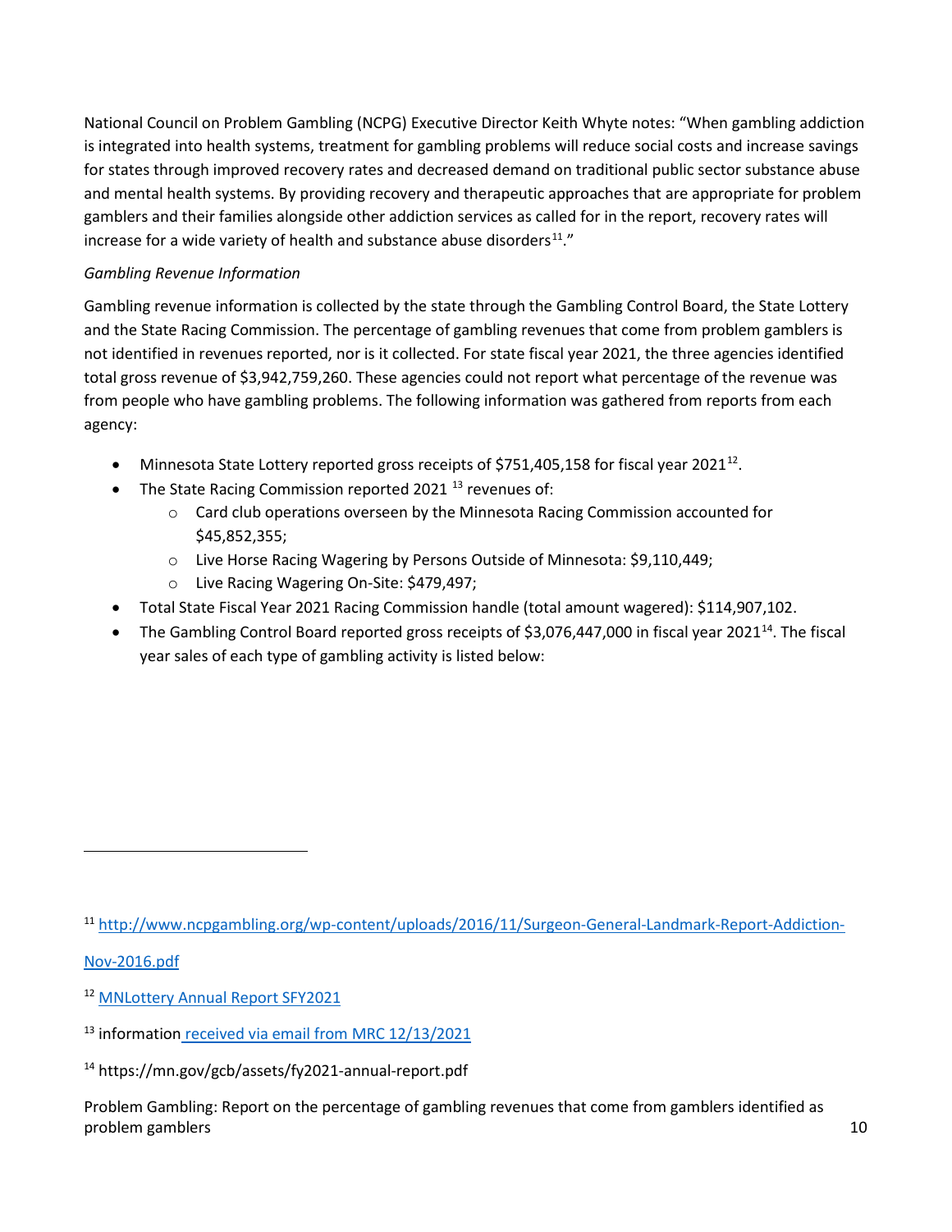National Council on Problem Gambling (NCPG) Executive Director Keith Whyte notes: "When gambling addiction is integrated into health systems, treatment for gambling problems will reduce social costs and increase savings for states through improved recovery rates and decreased demand on traditional public sector substance abuse and mental health systems. By providing recovery and therapeutic approaches that are appropriate for problem gamblers and their families alongside other addiction services as called for in the report, recovery rates will increase for a wide variety of health and substance abuse disorders[11]."

*Gambling Revenue Information*

Gambling revenue information is collected by the state through the Gambling Control Board, the State Lottery and the State Racing Commission. The percentage of gambling revenues that come from problem gamblers is not identified in revenues reported, nor is it collected. For state fiscal year 2021, the three agencies identified total gross revenue of $3,942,759,260. These agencies could not report what percentage of the revenue was from people who have gambling problems. The following information was gathered from reports from each agency:

- Minnesota State Lottery reported gross receipts of $751,405,158 for fiscal year 2021[12].
- The State Racing Commission reported 2021 [13] revenues of:
  - Card club operations overseen by the Minnesota Racing Commission accounted for $45,852,355;
  - Live Horse Racing Wagering by Persons Outside of Minnesota: $9,110,449;
  - Live Racing Wagering On-Site: $479,497;
- Total State Fiscal Year 2021 Racing Commission handle (total amount wagered): $114,907,102.
- The Gambling Control Board reported gross receipts of $3,076,447,000 in fiscal year 2021[14]. The fiscal year sales of each type of gambling activity is listed below:

---

[11] [http://www.ncpgambling.org/wp-content/uploads/2016/11/Surgeon-General-Landmark-Report-Addiction-Nov-2016.pdf](http://www.ncpgambling.org/wp-content/uploads/2016/11/Surgeon-General-Landmark-Report-Addiction-Nov-2016.pdf)

[12] MNLottery Annual Report SFY2021

[13] information received via email from MRC 12/13/2021

[14] https://mn.gov/gcb/assets/fy2021-annual-report.pdf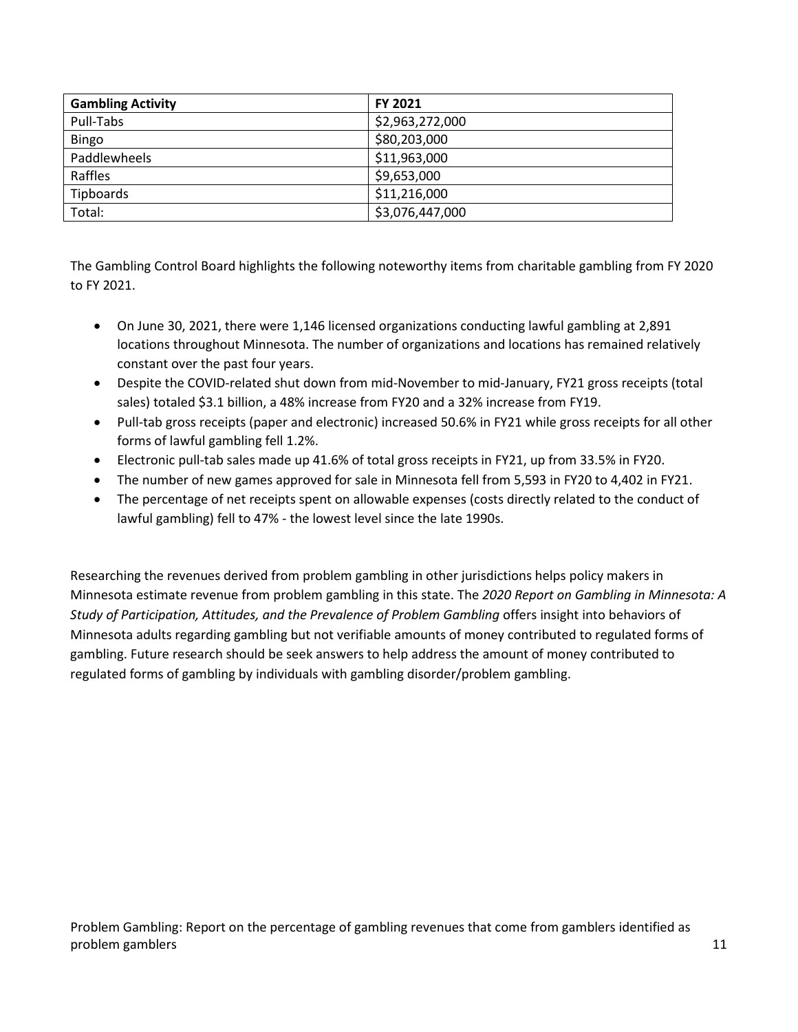| Gambling Activity | FY 2021 |
|---|---|
| Pull-Tabs | $2,963,272,000 |
| Bingo | $80,203,000 |
| Paddlewheels | $11,963,000 |
| Raffles | $9,653,000 |
| Tipboards | $11,216,000 |
| Total: | $3,076,447,000 |

The Gambling Control Board highlights the following noteworthy items from charitable gambling from FY 2020 to FY 2021.

- On June 30, 2021, there were 1,146 licensed organizations conducting lawful gambling at 2,891 locations throughout Minnesota. The number of organizations and locations has remained relatively constant over the past four years.
- Despite the COVID-related shut down from mid-November to mid-January, FY21 gross receipts (total sales) totaled $3.1 billion, a 48% increase from FY20 and a 32% increase from FY19.
- Pull-tab gross receipts (paper and electronic) increased 50.6% in FY21 while gross receipts for all other forms of lawful gambling fell 1.2%.
- Electronic pull-tab sales made up 41.6% of total gross receipts in FY21, up from 33.5% in FY20.
- The number of new games approved for sale in Minnesota fell from 5,593 in FY20 to 4,402 in FY21.
- The percentage of net receipts spent on allowable expenses (costs directly related to the conduct of lawful gambling) fell to 47% - the lowest level since the late 1990s.

Researching the revenues derived from problem gambling in other jurisdictions helps policy makers in Minnesota estimate revenue from problem gambling in this state. The *2020 Report on Gambling in Minnesota: A Study of Participation, Attitudes, and the Prevalence of Problem Gambling* offers insight into behaviors of Minnesota adults regarding gambling but not verifiable amounts of money contributed to regulated forms of gambling. Future research should be seek answers to help address the amount of money contributed to regulated forms of gambling by individuals with gambling disorder/problem gambling.